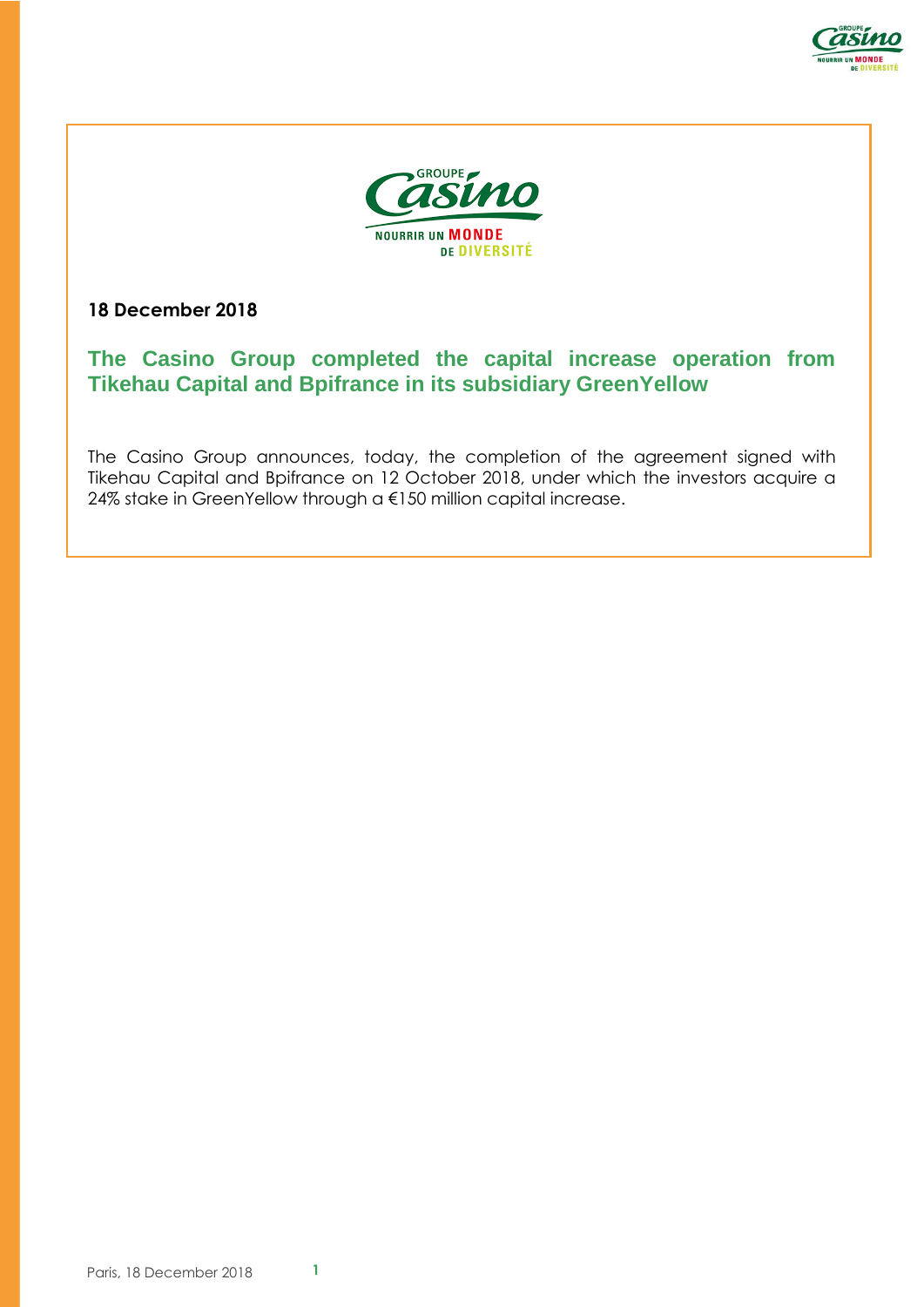**18 December 2018**

## The Casino Group completed the capital increase operation from Tikehau Capital and Bpifrance in its subsidiary GreenYellow

The Casino Group announces, today, the completion of the agreement signed with Tikehau Capital and Bpifrance on 12 October 2018, under which the investors acquire a 24% stake in GreenYellow through a €150 million capital increase.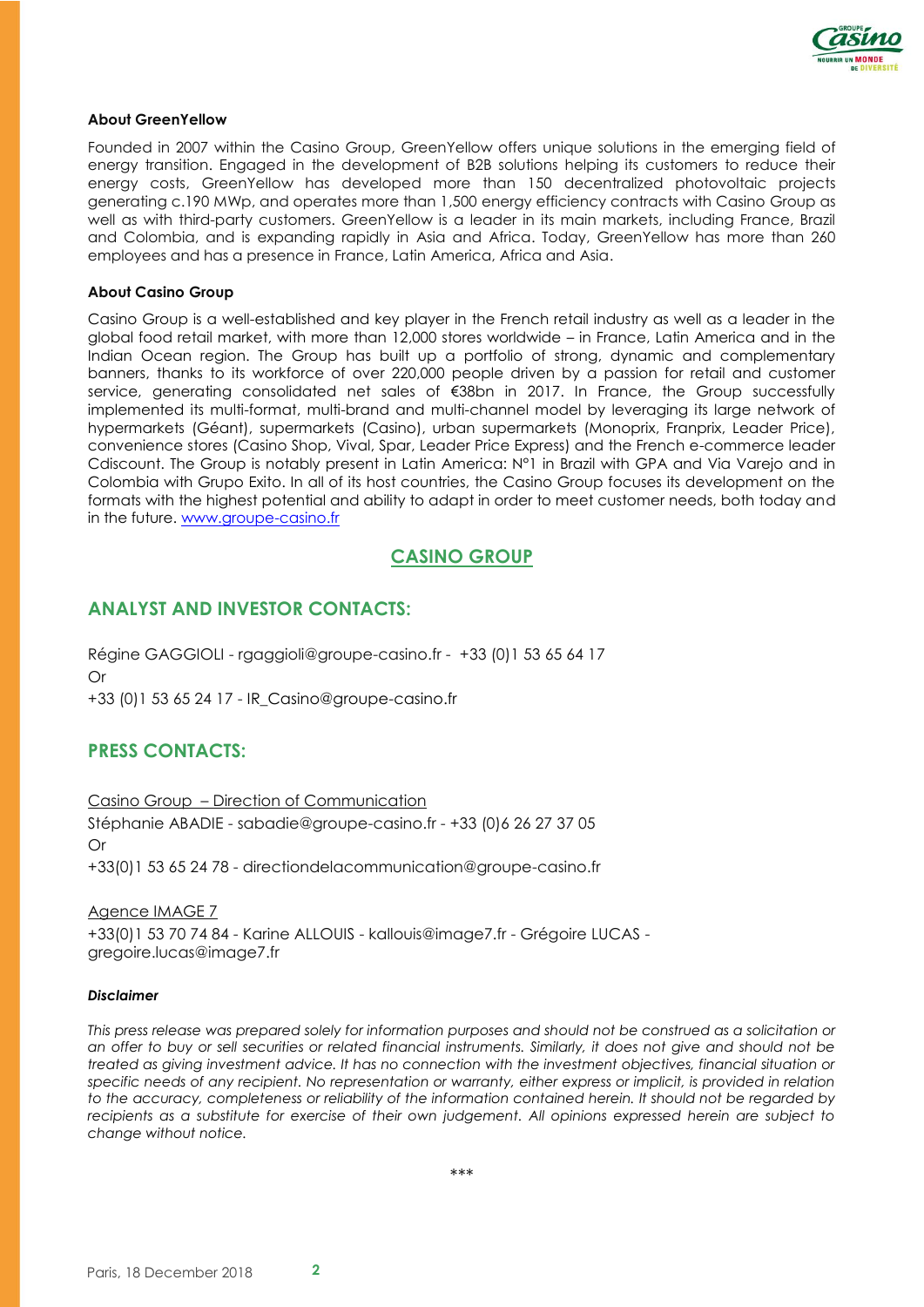**About GreenYellow**

Founded in 2007 within the Casino Group, GreenYellow offers unique solutions in the emerging field of energy transition. Engaged in the development of B2B solutions helping its customers to reduce their energy costs, GreenYellow has developed more than 150 decentralized photovoltaic projects generating c.190 MWp, and operates more than 1,500 energy efficiency contracts with Casino Group as well as with third-party customers. GreenYellow is a leader in its main markets, including France, Brazil and Colombia, and is expanding rapidly in Asia and Africa. Today, GreenYellow has more than 260 employees and has a presence in France, Latin America, Africa and Asia.

**About Casino Group**

Casino Group is a well-established and key player in the French retail industry as well as a leader in the global food retail market, with more than 12,000 stores worldwide – in France, Latin America and in the Indian Ocean region. The Group has built up a portfolio of strong, dynamic and complementary banners, thanks to its workforce of over 220,000 people driven by a passion for retail and customer service, generating consolidated net sales of €38bn in 2017. In France, the Group successfully implemented its multi-format, multi-brand and multi-channel model by leveraging its large network of hypermarkets (Géant), supermarkets (Casino), urban supermarkets (Monoprix, Franprix, Leader Price), convenience stores (Casino Shop, Vival, Spar, Leader Price Express) and the French e-commerce leader Cdiscount. The Group is notably present in Latin America: N°1 in Brazil with GPA and Via Varejo and in Colombia with Grupo Exito. In all of its host countries, the Casino Group focuses its development on the formats with the highest potential and ability to adapt in order to meet customer needs, both today and in the future. www.groupe-casino.fr

## CASINO GROUP

## ANALYST AND INVESTOR CONTACTS:

Régine GAGGIOLI - rgaggioli@groupe-casino.fr - +33 (0)1 53 65 64 17

Or

+33 (0)1 53 65 24 17 - IR_Casino@groupe-casino.fr

## PRESS CONTACTS:

Casino Group – Direction of Communication

Stéphanie ABADIE - sabadie@groupe-casino.fr - +33 (0)6 26 27 37 05

Or

+33(0)1 53 65 24 78 - directiondelacommunication@groupe-casino.fr

Agence IMAGE 7

+33(0)1 53 70 74 84 - Karine ALLOUIS - kallouis@image7.fr - Grégoire LUCAS - gregoire.lucas@image7.fr

***Disclaimer***

*This press release was prepared solely for information purposes and should not be construed as a solicitation or an offer to buy or sell securities or related financial instruments. Similarly, it does not give and should not be treated as giving investment advice. It has no connection with the investment objectives, financial situation or specific needs of any recipient. No representation or warranty, either express or implicit, is provided in relation to the accuracy, completeness or reliability of the information contained herein. It should not be regarded by recipients as a substitute for exercise of their own judgement. All opinions expressed herein are subject to change without notice.*

***

Paris, 18 December 2018